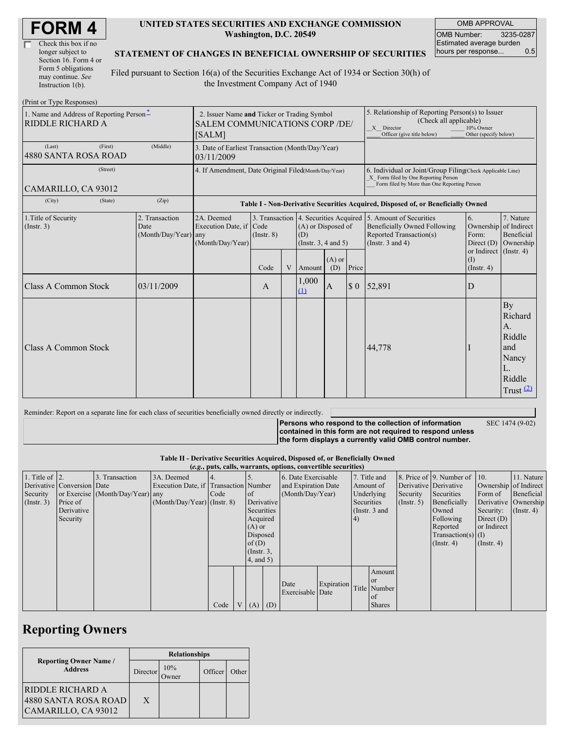# FORM 4

☐ Check this box if no longer subject to Section 16. Form 4 or Form 5 obligations may continue. *See* Instruction 1(b).

**UNITED STATES SECURITIES AND EXCHANGE COMMISSION**
**Washington, D.C. 20549**

**STATEMENT OF CHANGES IN BENEFICIAL OWNERSHIP OF SECURITIES**

Filed pursuant to Section 16(a) of the Securities Exchange Act of 1934 or Section 30(h) of the Investment Company Act of 1940

| OMB APPROVAL | |
|---|---|
| OMB Number: | 3235-0287 |
| Estimated average burden hours per response... | 0.5 |

(Print or Type Responses)

| 1. Name and Address of Reporting Person* | 2. Issuer Name and Ticker or Trading Symbol | 5. Relationship of Reporting Person(s) to Issuer (Check all applicable) |
|---|---|---|
| RIDDLE RICHARD A | SALEM COMMUNICATIONS CORP /DE/ [SALM] | _X_ Director ___ 10% Owner ___ Officer (give title below) ___ Other (specify below) |
| (Last) (First) (Middle) 4880 SANTA ROSA ROAD | 3. Date of Earliest Transaction (Month/Day/Year) 03/11/2009 | |
| (Street) CAMARILLO, CA 93012 | 4. If Amendment, Date Original Filed(Month/Day/Year) | 6. Individual or Joint/Group Filing(Check Applicable Line) _X_ Form filed by One Reporting Person ___ Form filed by More than One Reporting Person |
| (City) (State) (Zip) | | |

**Table I - Non-Derivative Securities Acquired, Disposed of, or Beneficially Owned**

| 1.Title of Security (Instr. 3) | 2. Transaction Date (Month/Day/Year) | 2A. Deemed Execution Date, if any (Month/Day/Year) | 3. Transaction Code (Instr. 8) | | 4. Securities Acquired (A) or Disposed of (D) (Instr. 3, 4 and 5) | | | 5. Amount of Securities Beneficially Owned Following Reported Transaction(s) (Instr. 3 and 4) | 6. Ownership Form: Direct (D) or Indirect (I) (Instr. 4) | 7. Nature of Indirect Beneficial Ownership (Instr. 4) |
|---|---|---|---|---|---|---|---|---|---|---|
| | | | Code | V | Amount | (A) or (D) | Price | | | |
| Class A Common Stock | 03/11/2009 | | A | | 1,000 (1) | A | $ 0 | 52,891 | D | |
| Class A Common Stock | | | | | | | | 44,778 | I | By Richard A. Riddle and Nancy L. Riddle Trust (2) |

Reminder: Report on a separate line for each class of securities beneficially owned directly or indirectly.

**Persons who respond to the collection of information contained in this form are not required to respond unless the form displays a currently valid OMB control number.** SEC 1474 (9-02)

**Table II - Derivative Securities Acquired, Disposed of, or Beneficially Owned**
***(e.g., puts, calls, warrants, options, convertible securities)***

| 1. Title of Derivative Security (Instr. 3) | 2. Conversion or Exercise Price of Derivative Security | 3. Transaction Date (Month/Day/Year) | 3A. Deemed Execution Date, if any (Month/Day/Year) | 4. Transaction Code (Instr. 8) | | 5. Number of Derivative Securities Acquired (A) or Disposed of (D) (Instr. 3, 4, and 5) | | 6. Date Exercisable and Expiration Date (Month/Day/Year) | | 7. Title and Amount of Underlying Securities (Instr. 3 and 4) | | 8. Price of Derivative Security (Instr. 5) | 9. Number of Derivative Securities Beneficially Owned Following Reported Transaction(s) (Instr. 4) | 10. Ownership Form of Derivative Security: Direct (D) or Indirect (I) (Instr. 4) | 11. Nature of Indirect Beneficial Ownership (Instr. 4) |
|---|---|---|---|---|---|---|---|---|---|---|---|---|---|---|---|
| | | | | Code | V | (A) | (D) | Date Exercisable | Expiration Date | Title | Amount or Number of Shares | | | | |

## Reporting Owners

| Reporting Owner Name / Address | Relationships | | | |
|---|---|---|---|---|
| | Director | 10% Owner | Officer | Other |
| RIDDLE RICHARD A 4880 SANTA ROSA ROAD CAMARILLO, CA 93012 | X | | | |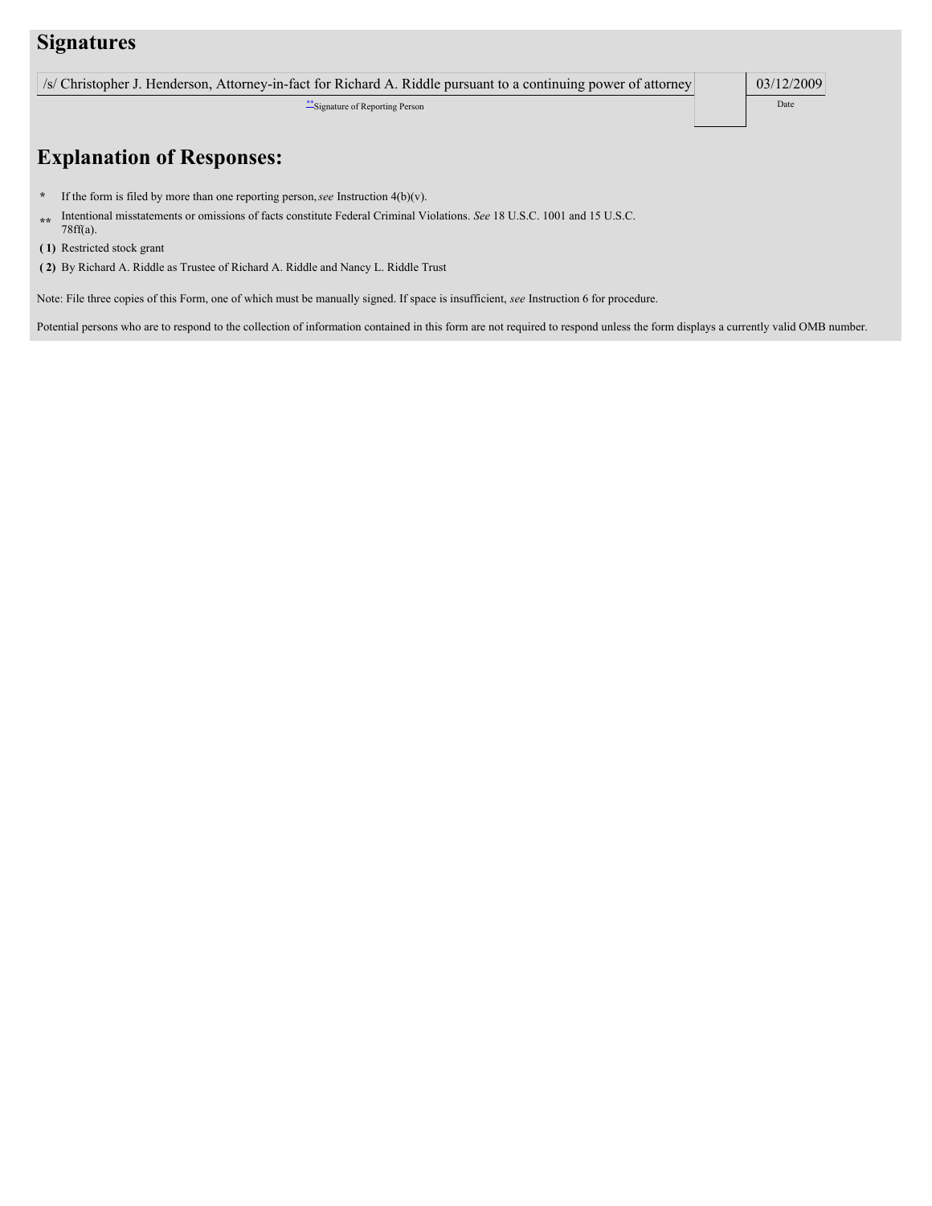## Signatures

| /s/ Christopher J. Henderson, Attorney-in-fact for Richard A. Riddle pursuant to a continuing power of attorney | | 03/12/2009 |
|---|---|---|
| ** Signature of Reporting Person | | Date |

## Explanation of Responses:

\* If the form is filed by more than one reporting person, *see* Instruction 4(b)(v).

\*\* Intentional misstatements or omissions of facts constitute Federal Criminal Violations. *See* 18 U.S.C. 1001 and 15 U.S.C. 78ff(a).

**( 1)** Restricted stock grant

**( 2)** By Richard A. Riddle as Trustee of Richard A. Riddle and Nancy L. Riddle Trust

Note: File three copies of this Form, one of which must be manually signed. If space is insufficient, *see* Instruction 6 for procedure.

Potential persons who are to respond to the collection of information contained in this form are not required to respond unless the form displays a currently valid OMB number.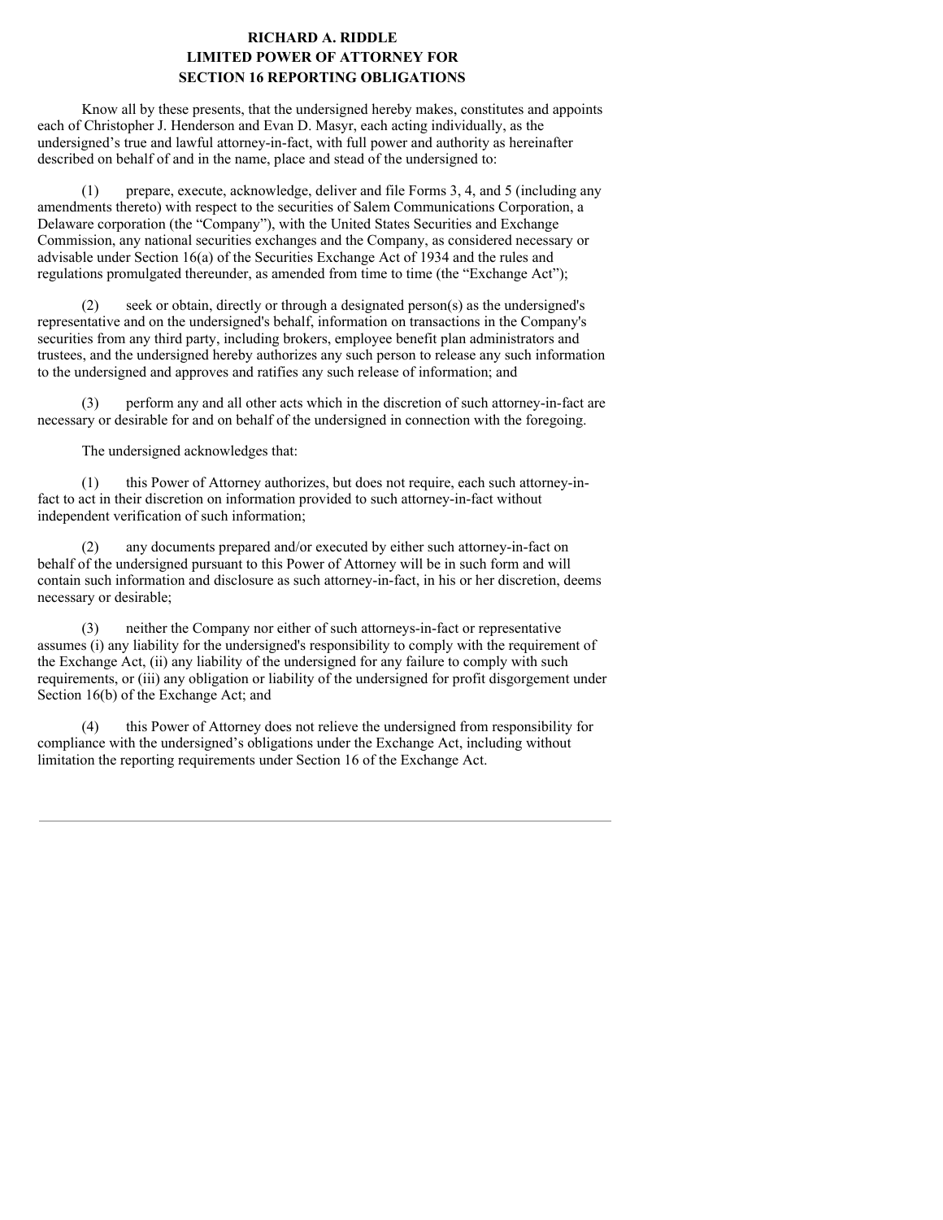**RICHARD A. RIDDLE**
**LIMITED POWER OF ATTORNEY FOR**
**SECTION 16 REPORTING OBLIGATIONS**

Know all by these presents, that the undersigned hereby makes, constitutes and appoints each of Christopher J. Henderson and Evan D. Masyr, each acting individually, as the undersigned's true and lawful attorney-in-fact, with full power and authority as hereinafter described on behalf of and in the name, place and stead of the undersigned to:

(1) prepare, execute, acknowledge, deliver and file Forms 3, 4, and 5 (including any amendments thereto) with respect to the securities of Salem Communications Corporation, a Delaware corporation (the "Company"), with the United States Securities and Exchange Commission, any national securities exchanges and the Company, as considered necessary or advisable under Section 16(a) of the Securities Exchange Act of 1934 and the rules and regulations promulgated thereunder, as amended from time to time (the "Exchange Act");

(2) seek or obtain, directly or through a designated person(s) as the undersigned's representative and on the undersigned's behalf, information on transactions in the Company's securities from any third party, including brokers, employee benefit plan administrators and trustees, and the undersigned hereby authorizes any such person to release any such information to the undersigned and approves and ratifies any such release of information; and

(3) perform any and all other acts which in the discretion of such attorney-in-fact are necessary or desirable for and on behalf of the undersigned in connection with the foregoing.

The undersigned acknowledges that:

(1) this Power of Attorney authorizes, but does not require, each such attorney-in-fact to act in their discretion on information provided to such attorney-in-fact without independent verification of such information;

(2) any documents prepared and/or executed by either such attorney-in-fact on behalf of the undersigned pursuant to this Power of Attorney will be in such form and will contain such information and disclosure as such attorney-in-fact, in his or her discretion, deems necessary or desirable;

(3) neither the Company nor either of such attorneys-in-fact or representative assumes (i) any liability for the undersigned's responsibility to comply with the requirement of the Exchange Act, (ii) any liability of the undersigned for any failure to comply with such requirements, or (iii) any obligation or liability of the undersigned for profit disgorgement under Section 16(b) of the Exchange Act; and

(4) this Power of Attorney does not relieve the undersigned from responsibility for compliance with the undersigned's obligations under the Exchange Act, including without limitation the reporting requirements under Section 16 of the Exchange Act.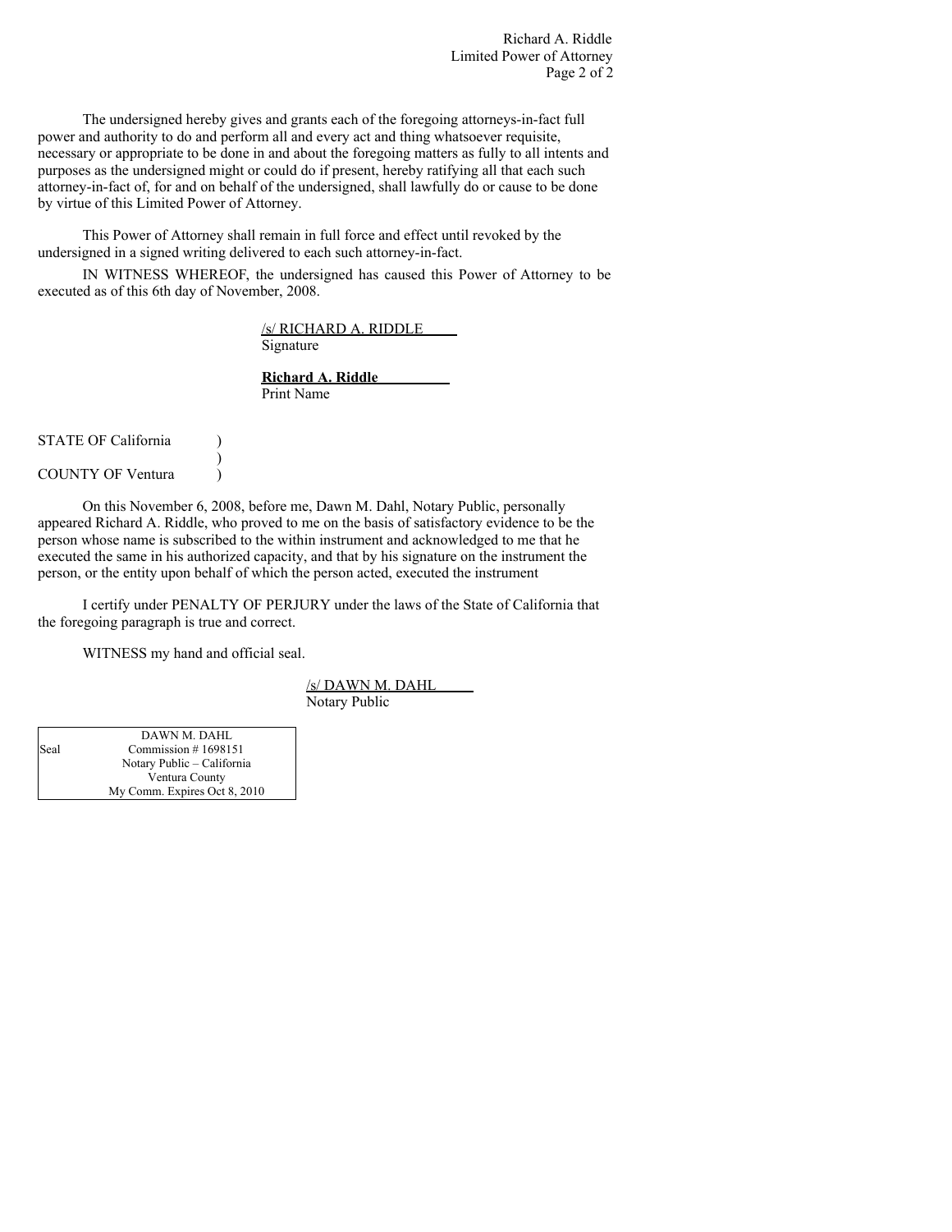The undersigned hereby gives and grants each of the foregoing attorneys-in-fact full power and authority to do and perform all and every act and thing whatsoever requisite, necessary or appropriate to be done in and about the foregoing matters as fully to all intents and purposes as the undersigned might or could do if present, hereby ratifying all that each such attorney-in-fact of, for and on behalf of the undersigned, shall lawfully do or cause to be done by virtue of this Limited Power of Attorney.

This Power of Attorney shall remain in full force and effect until revoked by the undersigned in a signed writing delivered to each such attorney-in-fact.

IN WITNESS WHEREOF, the undersigned has caused this Power of Attorney to be executed as of this 6th day of November, 2008.

/s/ RICHARD A. RIDDLE
Signature

**Richard A. Riddle**
Print Name

STATE OF California )
)
COUNTY OF Ventura )

On this November 6, 2008, before me, Dawn M. Dahl, Notary Public, personally appeared Richard A. Riddle, who proved to me on the basis of satisfactory evidence to be the person whose name is subscribed to the within instrument and acknowledged to me that he executed the same in his authorized capacity, and that by his signature on the instrument the person, or the entity upon behalf of which the person acted, executed the instrument

I certify under PENALTY OF PERJURY under the laws of the State of California that the foregoing paragraph is true and correct.

WITNESS my hand and official seal.

/s/ DAWN M. DAHL
Notary Public

| | |
|---|---|
| Seal | DAWN M. DAHL<br>Commission # 1698151<br>Notary Public – California<br>Ventura County<br>My Comm. Expires Oct 8, 2010 |